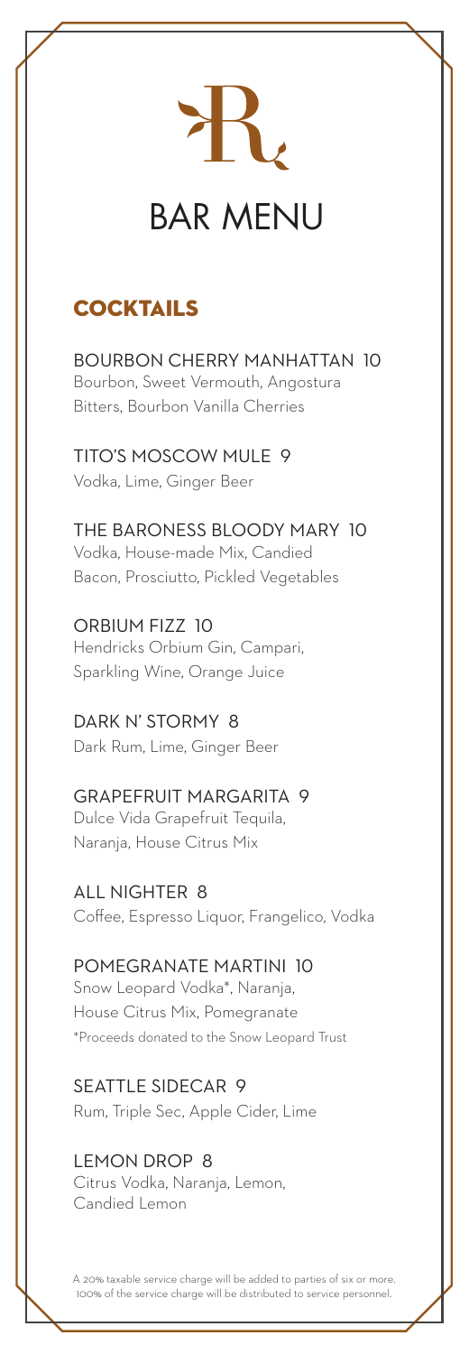# BAR MENU

## COCKTAILS

**BOURBON CHERRY MANHATTAN 10**
Bourbon, Sweet Vermouth, Angostura Bitters, Bourbon Vanilla Cherries

**TITO'S MOSCOW MULE 9**
Vodka, Lime, Ginger Beer

**THE BARONESS BLOODY MARY 10**
Vodka, House-made Mix, Candied Bacon, Prosciutto, Pickled Vegetables

**ORBIUM FIZZ 10**
Hendricks Orbium Gin, Campari, Sparkling Wine, Orange Juice

**DARK N' STORMY 8**
Dark Rum, Lime, Ginger Beer

**GRAPEFRUIT MARGARITA 9**
Dulce Vida Grapefruit Tequila, Naranja, House Citrus Mix

**ALL NIGHTER 8**
Coffee, Espresso Liquor, Frangelico, Vodka

**POMEGRANATE MARTINI 10**
Snow Leopard Vodka*, Naranja, House Citrus Mix, Pomegranate
*Proceeds donated to the Snow Leopard Trust

**SEATTLE SIDECAR 9**
Rum, Triple Sec, Apple Cider, Lime

**LEMON DROP 8**
Citrus Vodka, Naranja, Lemon, Candied Lemon

A 20% taxable service charge will be added to parties of six or more. 100% of the service charge will be distributed to service personnel.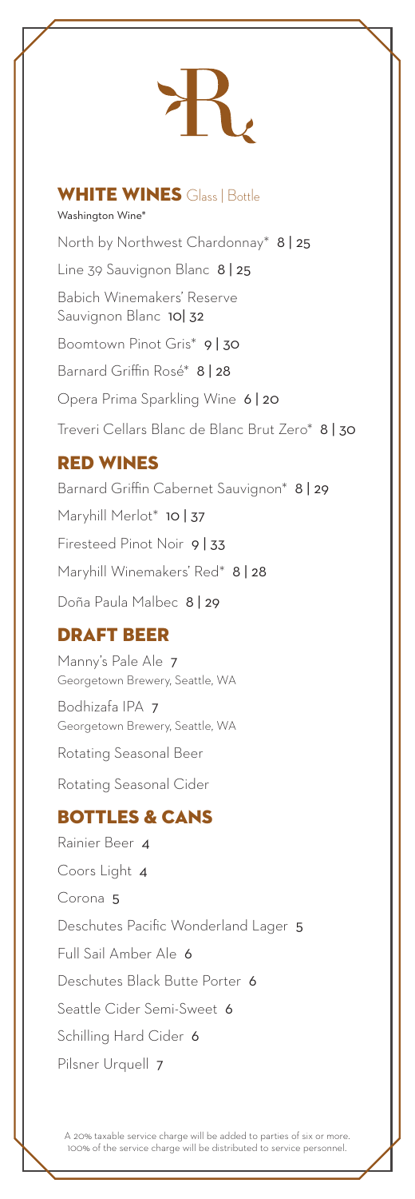R

## WHITE WINES Glass | Bottle

Washington Wine*

North by Northwest Chardonnay* 8 | 25

Line 39 Sauvignon Blanc 8 | 25

Babich Winemakers' Reserve Sauvignon Blanc 10| 32

Boomtown Pinot Gris* 9 | 30

Barnard Griffin Rosé* 8 | 28

Opera Prima Sparkling Wine 6 | 20

Treveri Cellars Blanc de Blanc Brut Zero* 8 | 30

## RED WINES

Barnard Griffin Cabernet Sauvignon* 8 | 29

Maryhill Merlot* 10 | 37

Firesteed Pinot Noir 9 | 33

Maryhill Winemakers' Red* 8 | 28

Doña Paula Malbec 8 | 29

## DRAFT BEER

Manny's Pale Ale 7
Georgetown Brewery, Seattle, WA

Bodhizafa IPA 7
Georgetown Brewery, Seattle, WA

Rotating Seasonal Beer

Rotating Seasonal Cider

## BOTTLES & CANS

Rainier Beer 4

Coors Light 4

Corona 5

Deschutes Pacific Wonderland Lager 5

Full Sail Amber Ale 6

Deschutes Black Butte Porter 6

Seattle Cider Semi-Sweet 6

Schilling Hard Cider 6

Pilsner Urquell 7

A 20% taxable service charge will be added to parties of six or more. 100% of the service charge will be distributed to service personnel.